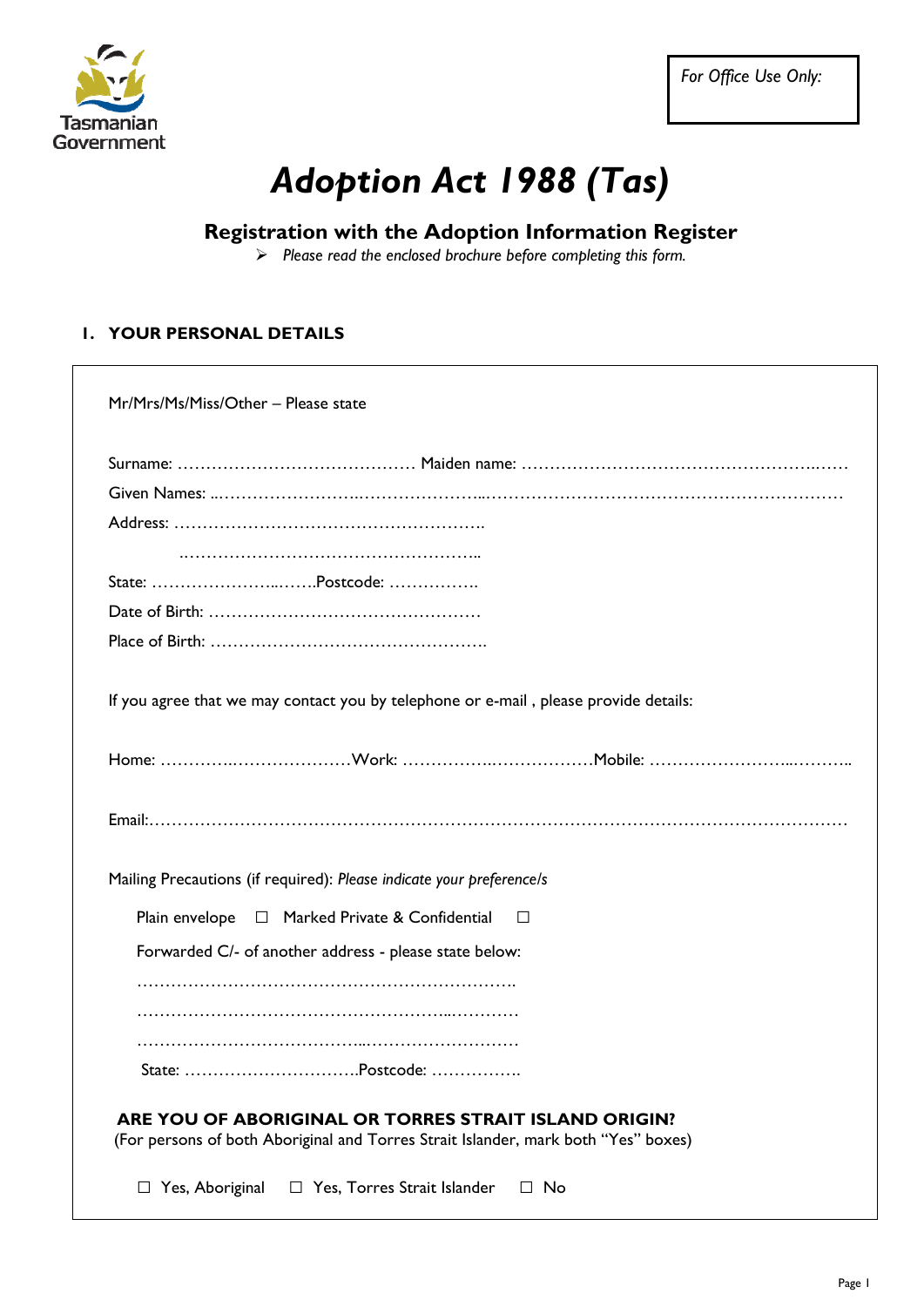Tasmanian Government

*For Office Use Only:*

# *Adoption Act 1988 (Tas)*

## Registration with the Adoption Information Register

➢ *Please read the enclosed brochure before completing this form.*

### 1. YOUR PERSONAL DETAILS

Mr/Mrs/Ms/Miss/Other – Please state

Surname: …………………………………… Maiden name: ………………………………………………

Given Names: ……………………………………………………………………………………………………

Address: ……………………………………………….

……………………………………………………..

State: …………………………Postcode: …………….

Date of Birth: …………………………………………

Place of Birth: ………………………………………….

If you agree that we may contact you by telephone or e-mail , please provide details:

Home: ………………………………Work: ……………………………Mobile: ………………………………

Email:……………………………………………………………………………………………………………

Mailing Precautions (if required): *Please indicate your preference/s*

Plain envelope ☐ Marked Private & Confidential ☐

Forwarded C/- of another address - please state below:

………………………………………………………….

………………………………………………………….

………………………………………………………….

State: ………………………….Postcode: …………….

**ARE YOU OF ABORIGINAL OR TORRES STRAIT ISLAND ORIGIN?**

(For persons of both Aboriginal and Torres Strait Islander, mark both "Yes" boxes)

☐ Yes, Aboriginal ☐ Yes, Torres Strait Islander ☐ No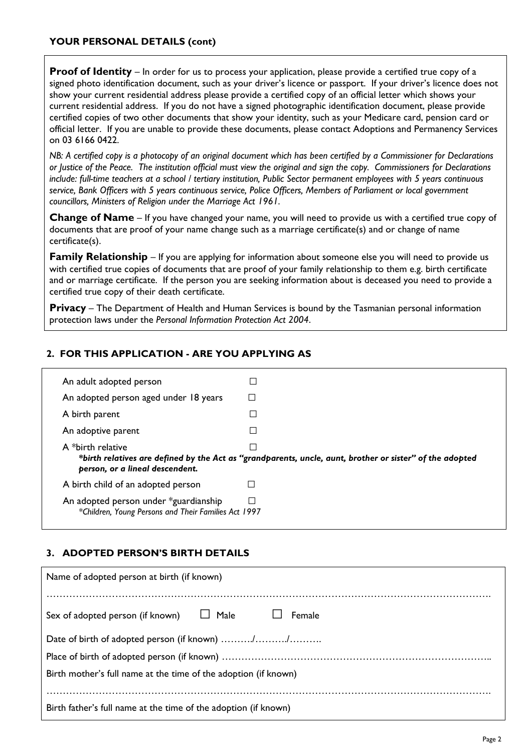## YOUR PERSONAL DETAILS (cont)

**Proof of Identity** – In order for us to process your application, please provide a certified true copy of a signed photo identification document, such as your driver's licence or passport. If your driver's licence does not show your current residential address please provide a certified copy of an official letter which shows your current residential address. If you do not have a signed photographic identification document, please provide certified copies of two other documents that show your identity, such as your Medicare card, pension card or official letter. If you are unable to provide these documents, please contact Adoptions and Permanency Services on 03 6166 0422.

*NB: A certified copy is a photocopy of an original document which has been certified by a Commissioner for Declarations or Justice of the Peace. The institution official must view the original and sign the copy. Commissioners for Declarations include: full-time teachers at a school / tertiary institution, Public Sector permanent employees with 5 years continuous service, Bank Officers with 5 years continuous service, Police Officers, Members of Parliament or local government councillors, Ministers of Religion under the Marriage Act 1961.*

**Change of Name** – If you have changed your name, you will need to provide us with a certified true copy of documents that are proof of your name change such as a marriage certificate(s) and or change of name certificate(s).

**Family Relationship** – If you are applying for information about someone else you will need to provide us with certified true copies of documents that are proof of your family relationship to them e.g. birth certificate and or marriage certificate. If the person you are seeking information about is deceased you need to provide a certified true copy of their death certificate.

**Privacy** – The Department of Health and Human Services is bound by the Tasmanian personal information protection laws under the *Personal Information Protection Act 2004*.

## 2. FOR THIS APPLICATION - ARE YOU APPLYING AS

An adult adopted person ☐

An adopted person aged under 18 years ☐

A birth parent ☐

An adoptive parent ☐

A *birth relative ☐

***birth relatives are defined by the Act as "grandparents, uncle, aunt, brother or sister" of the adopted person, or a lineal descendent.***

A birth child of an adopted person ☐

An adopted person under *guardianship ☐
*\*Children, Young Persons and Their Families Act 1997*

## 3. ADOPTED PERSON'S BIRTH DETAILS

Name of adopted person at birth (if known)

…………………………………………………………………………………………………………………….

Sex of adopted person (if known) ☐ Male ☐ Female

Date of birth of adopted person (if known) ………./………./……….

Place of birth of adopted person (if known) ……………………………………………………………………….

Birth mother's full name at the time of the adoption (if known)

…………………………………………………………………………………………………………………….

Birth father's full name at the time of the adoption (if known)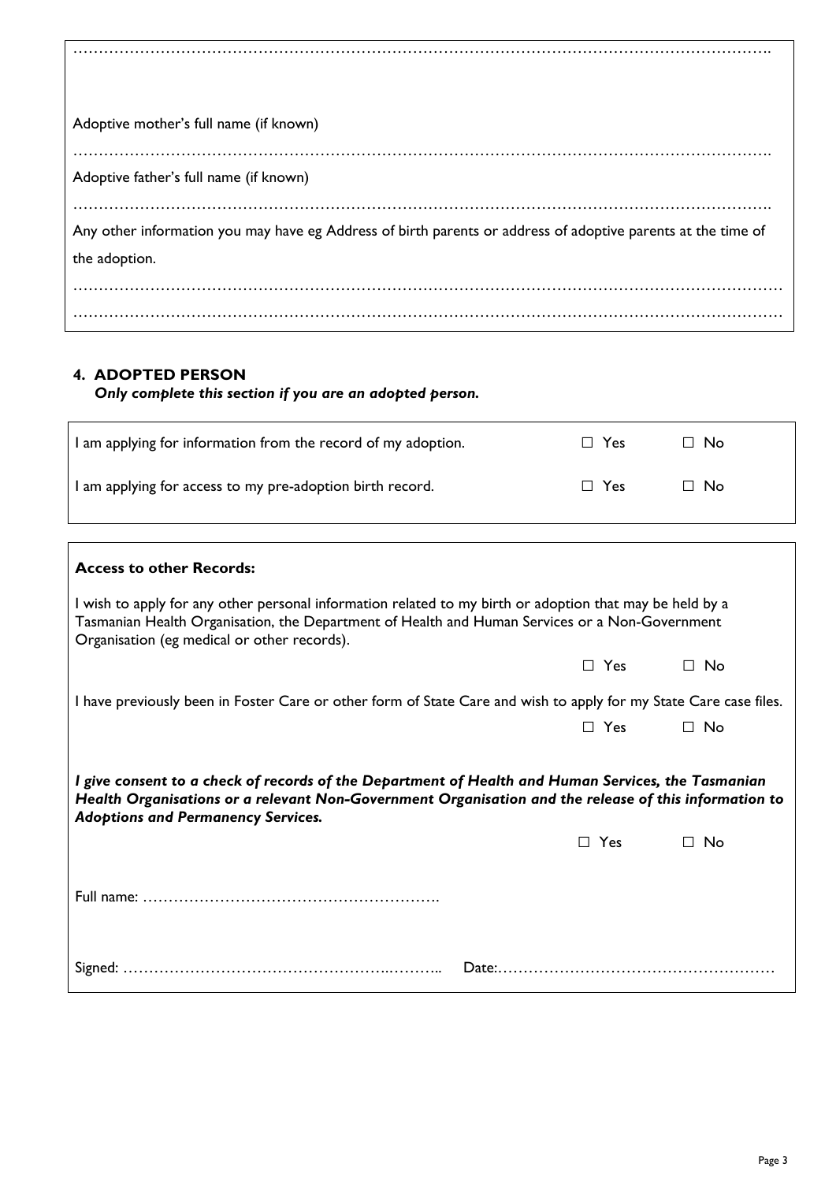……………………………………………………………………………………………………………………….

Adoptive mother's full name (if known)

……………………………………………………………………………………………………………………….

Adoptive father's full name (if known)

……………………………………………………………………………………………………………………….

Any other information you may have eg Address of birth parents or address of adoptive parents at the time of the adoption.

…………………………………………………………………………………………………………………………

…………………………………………………………………………………………………………………………

## 4. ADOPTED PERSON

***Only complete this section if you are an adopted person.***

| | | |
|---|---|---|
| I am applying for information from the record of my adoption. | ☐ Yes | ☐ No |
| I am applying for access to my pre-adoption birth record. | ☐ Yes | ☐ No |

**Access to other Records:**

I wish to apply for any other personal information related to my birth or adoption that may be held by a Tasmanian Health Organisation, the Department of Health and Human Services or a Non-Government Organisation (eg medical or other records).

☐ Yes ☐ No

I have previously been in Foster Care or other form of State Care and wish to apply for my State Care case files.

☐ Yes ☐ No

***I give consent to a check of records of the Department of Health and Human Services, the Tasmanian Health Organisations or a relevant Non-Government Organisation and the release of this information to Adoptions and Permanency Services.***

☐ Yes ☐ No

Full name: ……………………………………………………….

Signed: ……………………………………………..……….. Date:……………………………………………….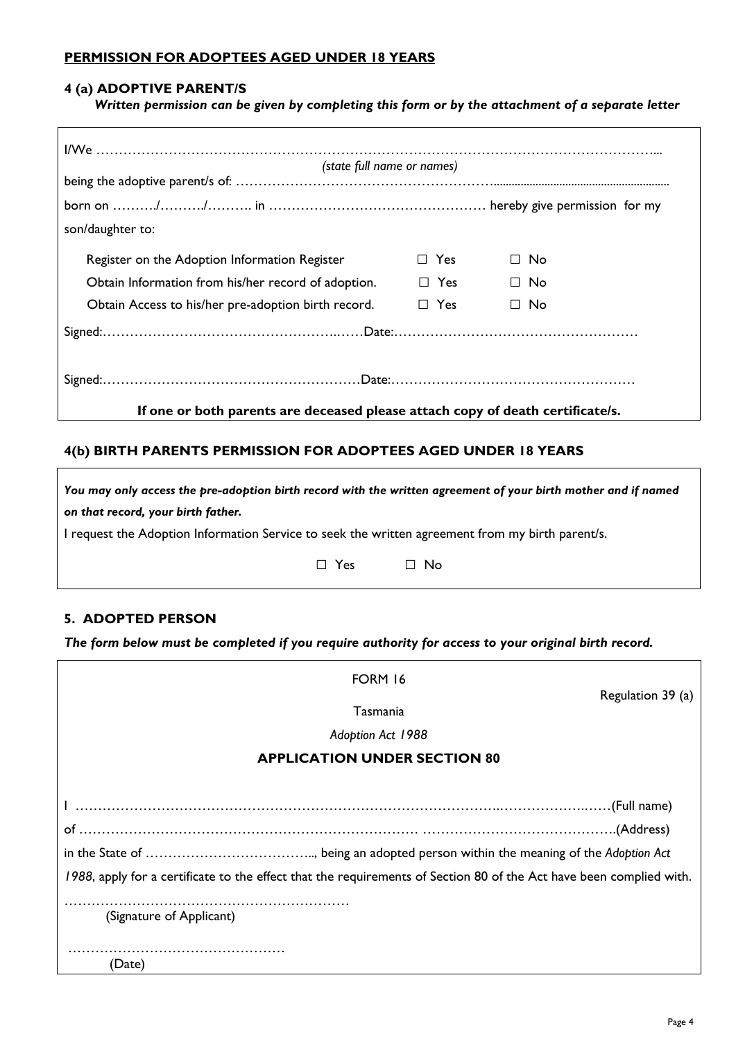**PERMISSION FOR ADOPTEES AGED UNDER 18 YEARS**

### 4 (a) ADOPTIVE PARENT/S

***Written permission can be given by completing this form or by the attachment of a separate letter***

I/We ……………………………………………………………………………………………………………...
*(state full name or names)*

being the adoptive parent/s of: ………………………………………………….........................................................

born on ………/………./………. in ………………………………………… hereby give permission for my son/daughter to:

| | | |
|---|---|---|
| Register on the Adoption Information Register | ☐ Yes | ☐ No |
| Obtain Information from his/her record of adoption. | ☐ Yes | ☐ No |
| Obtain Access to his/her pre-adoption birth record. | ☐ Yes | ☐ No |

Signed:……………………………………………..……Date:……………………………………………

Signed:…………………………………………………Date:……………………………………………

**If one or both parents are deceased please attach copy of death certificate/s.**

### 4(b) BIRTH PARENTS PERMISSION FOR ADOPTEES AGED UNDER 18 YEARS

***You may only access the pre-adoption birth record with the written agreement of your birth mother and if named on that record, your birth father.***

I request the Adoption Information Service to seek the written agreement from my birth parent/s.

☐ Yes ☐ No

### 5. ADOPTED PERSON

***The form below must be completed if you require authority for access to your original birth record.***

FORM 16

Regulation 39 (a)

Tasmania

*Adoption Act 1988*

**APPLICATION UNDER SECTION 80**

I ………………………………………………………………………………………………………(Full name)

of …………………………………………………………………… …………………………………….(Address)

in the State of ……………………………….., being an adopted person within the meaning of the *Adoption Act 1988*, apply for a certificate to the effect that the requirements of Section 80 of the Act have been complied with.

………………………………………………………
(Signature of Applicant)

…………………………………………
(Date)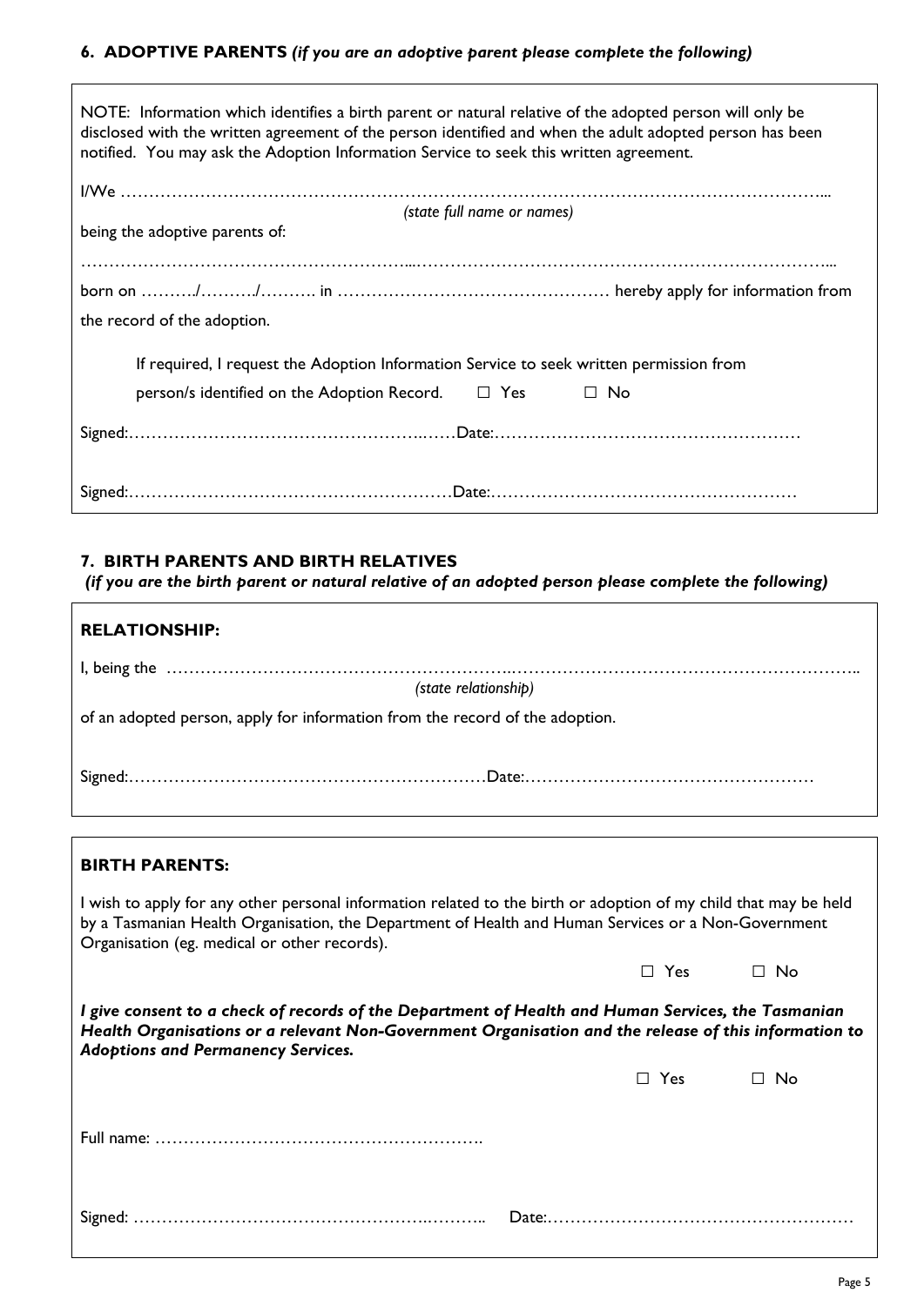### 6. ADOPTIVE PARENTS *(if you are an adoptive parent please complete the following)*

NOTE: Information which identifies a birth parent or natural relative of the adopted person will only be disclosed with the written agreement of the person identified and when the adult adopted person has been notified. You may ask the Adoption Information Service to seek this written agreement.

I/We ………………………………………………………………………………………………………………...
*(state full name or names)*
being the adoptive parents of:

……………………………………………………...………………………………………………………………...

born on ………/………/………. in ………………………………………… hereby apply for information from the record of the adoption.

If required, I request the Adoption Information Service to seek written permission from person/s identified on the Adoption Record. ☐ Yes ☐ No

Signed:………………………………………………..……Date:………………………………………………

Signed:…………………………………………………Date:………………………………………………

### 7. BIRTH PARENTS AND BIRTH RELATIVES
*(if you are the birth parent or natural relative of an adopted person please complete the following)*

**RELATIONSHIP:**

I, being the ……………………………………………………..……………………………………………………..
*(state relationship)*
of an adopted person, apply for information from the record of the adoption.

Signed:………………………………………………………Date:……………………………………………

**BIRTH PARENTS:**

I wish to apply for any other personal information related to the birth or adoption of my child that may be held by a Tasmanian Health Organisation, the Department of Health and Human Services or a Non-Government Organisation (eg. medical or other records).

☐ Yes ☐ No

***I give consent to a check of records of the Department of Health and Human Services, the Tasmanian Health Organisations or a relevant Non-Government Organisation and the release of this information to Adoptions and Permanency Services.***

☐ Yes ☐ No

Full name: ………………………………………………….

Signed: …………………………………………….……….. Date:………………………………………………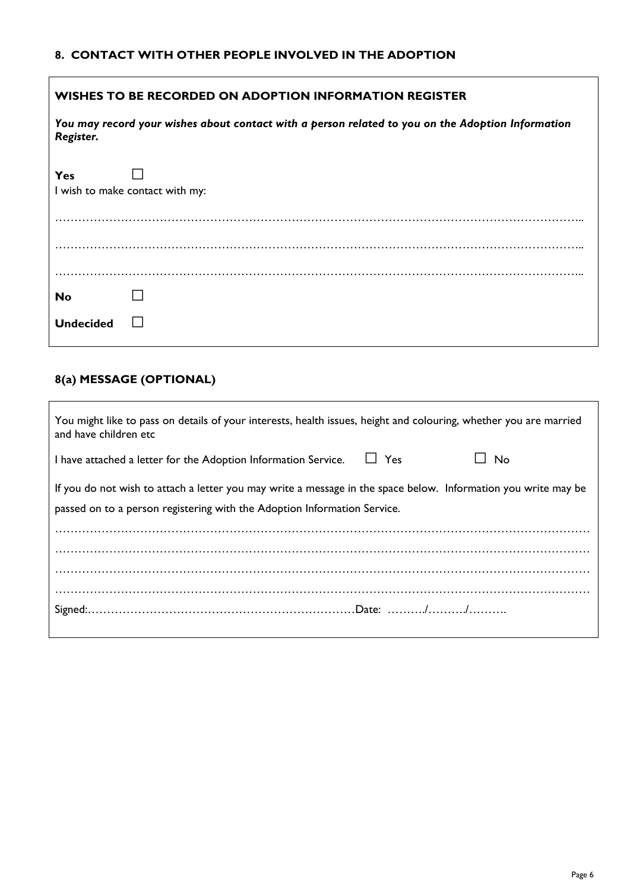## 8. CONTACT WITH OTHER PEOPLE INVOLVED IN THE ADOPTION

### WISHES TO BE RECORDED ON ADOPTION INFORMATION REGISTER

***You may record your wishes about contact with a person related to you on the Adoption Information Register.***

**Yes** ☐

I wish to make contact with my:

…………………………………………………………………………………………………………………..

…………………………………………………………………………………………………………………..

…………………………………………………………………………………………………………………..

**No** ☐

**Undecided** ☐

## 8(a) MESSAGE (OPTIONAL)

You might like to pass on details of your interests, health issues, height and colouring, whether you are married and have children etc

I have attached a letter for the Adoption Information Service. ☐ Yes ☐ No

If you do not wish to attach a letter you may write a message in the space below. Information you write may be passed on to a person registering with the Adoption Information Service.

…………………………………………………………………………………………………………………

…………………………………………………………………………………………………………………

…………………………………………………………………………………………………………………

…………………………………………………………………………………………………………………

Signed:………………………………………………………………Date: ………./………./……….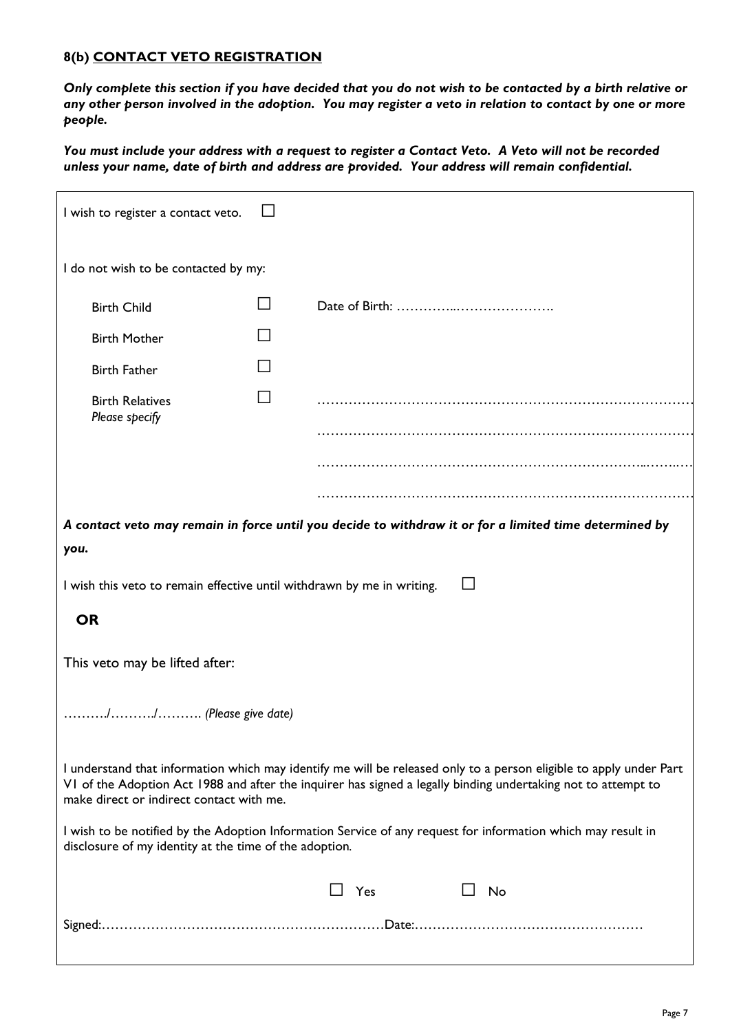### 8(b) **CONTACT VETO REGISTRATION**

***Only complete this section if you have decided that you do not wish to be contacted by a birth relative or any other person involved in the adoption. You may register a veto in relation to contact by one or more people.***

***You must include your address with a request to register a Contact Veto. A Veto will not be recorded unless your name, date of birth and address are provided. Your address will remain confidential.***

I wish to register a contact veto. ☐

I do not wish to be contacted by my:

| | | |
|---|---|---|
| Birth Child | ☐ | Date of Birth: ………….………………… |
| Birth Mother | ☐ | |
| Birth Father | ☐ | |
| Birth Relatives *Please specify* | ☐ | ……………………………………………………………………… |
| | | ……………………………………………………………………… |
| | | ……………………………………………………………………… |
| | | ……………………………………………………………………… |

***A contact veto may remain in force until you decide to withdraw it or for a limited time determined by you.***

I wish this veto to remain effective until withdrawn by me in writing. ☐

**OR**

This veto may be lifted after:

………./………./………. *(Please give date)*

I understand that information which may identify me will be released only to a person eligible to apply under Part VI of the Adoption Act 1988 and after the inquirer has signed a legally binding undertaking not to attempt to make direct or indirect contact with me.

I wish to be notified by the Adoption Information Service of any request for information which may result in disclosure of my identity at the time of the adoption.

☐ Yes ☐ No

Signed:………………………………………………………Date:……………………………………………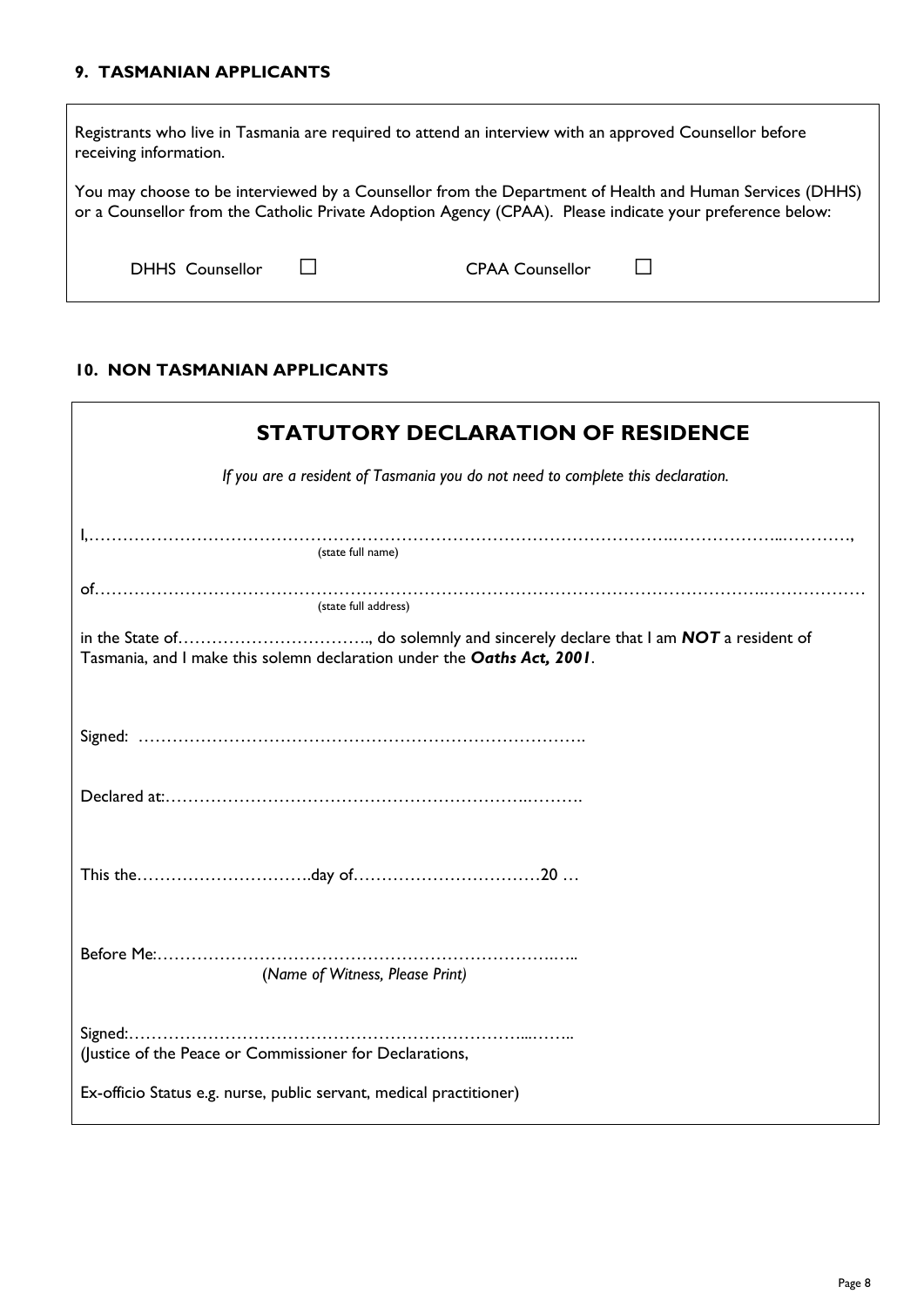## 9. TASMANIAN APPLICANTS

Registrants who live in Tasmania are required to attend an interview with an approved Counsellor before receiving information.

You may choose to be interviewed by a Counsellor from the Department of Health and Human Services (DHHS) or a Counsellor from the Catholic Private Adoption Agency (CPAA). Please indicate your preference below:

DHHS Counsellor ☐ CPAA Counsellor ☐

## 10. NON TASMANIAN APPLICANTS

### STATUTORY DECLARATION OF RESIDENCE

*If you are a resident of Tasmania you do not need to complete this declaration.*

I,…………………………………………………………………………………………………………………………,
(state full name)

of…………………………………………………………………………………………………………………………
(state full address)

in the State of……………………………., do solemnly and sincerely declare that I am ***NOT*** a resident of Tasmania, and I make this solemn declaration under the ***Oaths Act, 2001***.

Signed: ……………………………………………………………………….

Declared at:………………………………………………………………….

This the…………………………..day of……………………………20 …

Before Me:…………………………………………………………………..
(*Name of Witness, Please Print*)

Signed:……………………………………………………………………..
(Justice of the Peace or Commissioner for Declarations,

Ex-officio Status e.g. nurse, public servant, medical practitioner)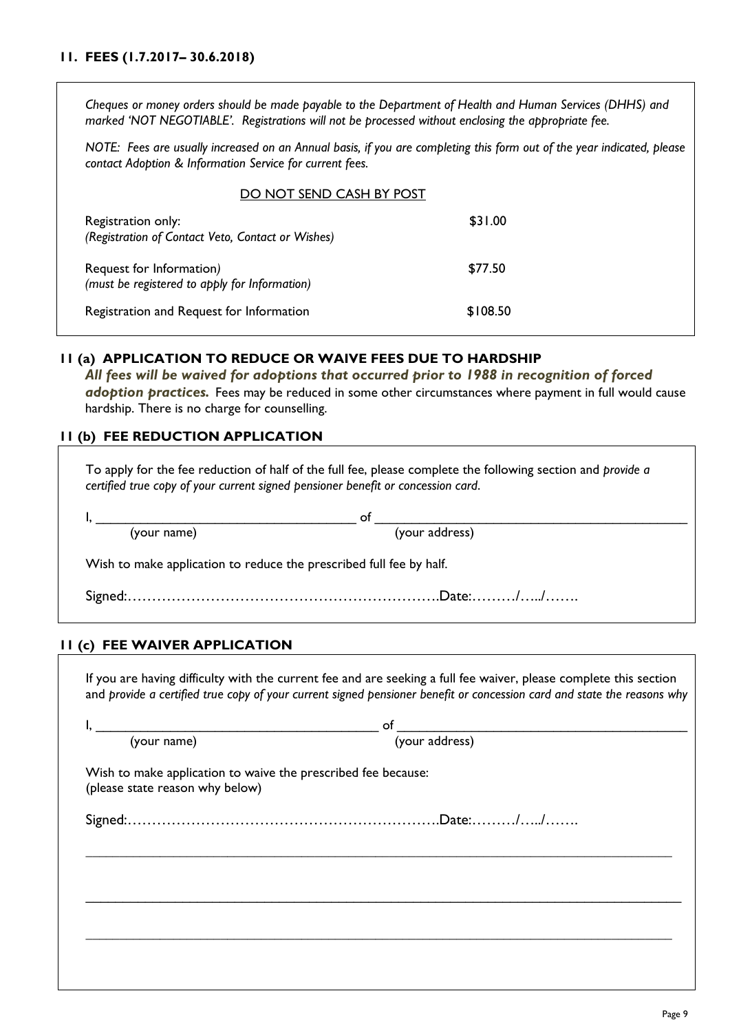## 11. FEES (1.7.2017– 30.6.2018)

*Cheques or money orders should be made payable to the Department of Health and Human Services (DHHS) and marked 'NOT NEGOTIABLE'. Registrations will not be processed without enclosing the appropriate fee.*

*NOTE: Fees are usually increased on an Annual basis, if you are completing this form out of the year indicated, please contact Adoption & Information Service for current fees.*

DO NOT SEND CASH BY POST

| | |
|---|---|
| Registration only:<br>*(Registration of Contact Veto, Contact or Wishes)* | $31.00 |
| Request for Information)<br>*(must be registered to apply for Information)* | $77.50 |
| Registration and Request for Information | $108.50 |

### 11 (a) APPLICATION TO REDUCE OR WAIVE FEES DUE TO HARDSHIP

***All fees will be waived for adoptions that occurred prior to 1988 in recognition of forced adoption practices.*** Fees may be reduced in some other circumstances where payment in full would cause hardship. There is no charge for counselling.

### 11 (b) FEE REDUCTION APPLICATION

To apply for the fee reduction of half of the full fee, please complete the following section and *provide a certified true copy of your current signed pensioner benefit or concession card*.

I, ___________________________________ of ___________________________________________
(your name) (your address)

Wish to make application to reduce the prescribed full fee by half.

Signed:……………………………………………………….Date:………/…../…….

### 11 (c) FEE WAIVER APPLICATION

If you are having difficulty with the current fee and are seeking a full fee waiver, please complete this section and *provide a certified true copy of your current signed pensioner benefit or concession card and state the reasons why*

I, _______________________________________ of _______________________________________
(your name) (your address)

Wish to make application to waive the prescribed fee because:
(please state reason why below)

Signed:……………………………………………………….Date:………/…../…….

_______________________________________________________________________________

_______________________________________________________________________________

_______________________________________________________________________________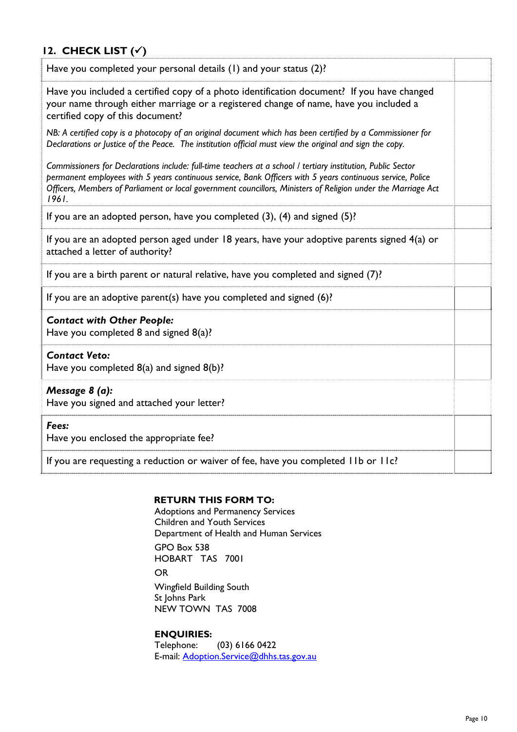## 12. CHECK LIST (✓)

| | |
|---|---|
| Have you completed your personal details (1) and your status (2)? | |
| Have you included a certified copy of a photo identification document? If you have changed your name through either marriage or a registered change of name, have you included a certified copy of this document?<br><br>*NB: A certified copy is a photocopy of an original document which has been certified by a Commissioner for Declarations or Justice of the Peace. The institution official must view the original and sign the copy.*<br><br>*Commissioners for Declarations include: full-time teachers at a school / tertiary institution, Public Sector permanent employees with 5 years continuous service, Bank Officers with 5 years continuous service, Police Officers, Members of Parliament or local government councillors, Ministers of Religion under the Marriage Act 1961.* | |
| If you are an adopted person, have you completed (3), (4) and signed (5)? | |
| If you are an adopted person aged under 18 years, have your adoptive parents signed 4(a) or attached a letter of authority? | |
| If you are a birth parent or natural relative, have you completed and signed (7)? | |
| If you are an adoptive parent(s) have you completed and signed (6)? | |
| ***Contact with Other People:***<br>Have you completed 8 and signed 8(a)? | |
| ***Contact Veto:***<br>Have you completed 8(a) and signed 8(b)? | |
| ***Message 8 (a):***<br>Have you signed and attached your letter? | |
| ***Fees:***<br>Have you enclosed the appropriate fee? | |
| If you are requesting a reduction or waiver of fee, have you completed 11b or 11c? | |

**RETURN THIS FORM TO:**
Adoptions and Permanency Services
Children and Youth Services
Department of Health and Human Services
GPO Box 538
HOBART TAS 7001
OR
Wingfield Building South
St Johns Park
NEW TOWN TAS 7008

**ENQUIRIES:**
Telephone: (03) 6166 0422
E-mail: Adoption.Service@dhhs.tas.gov.au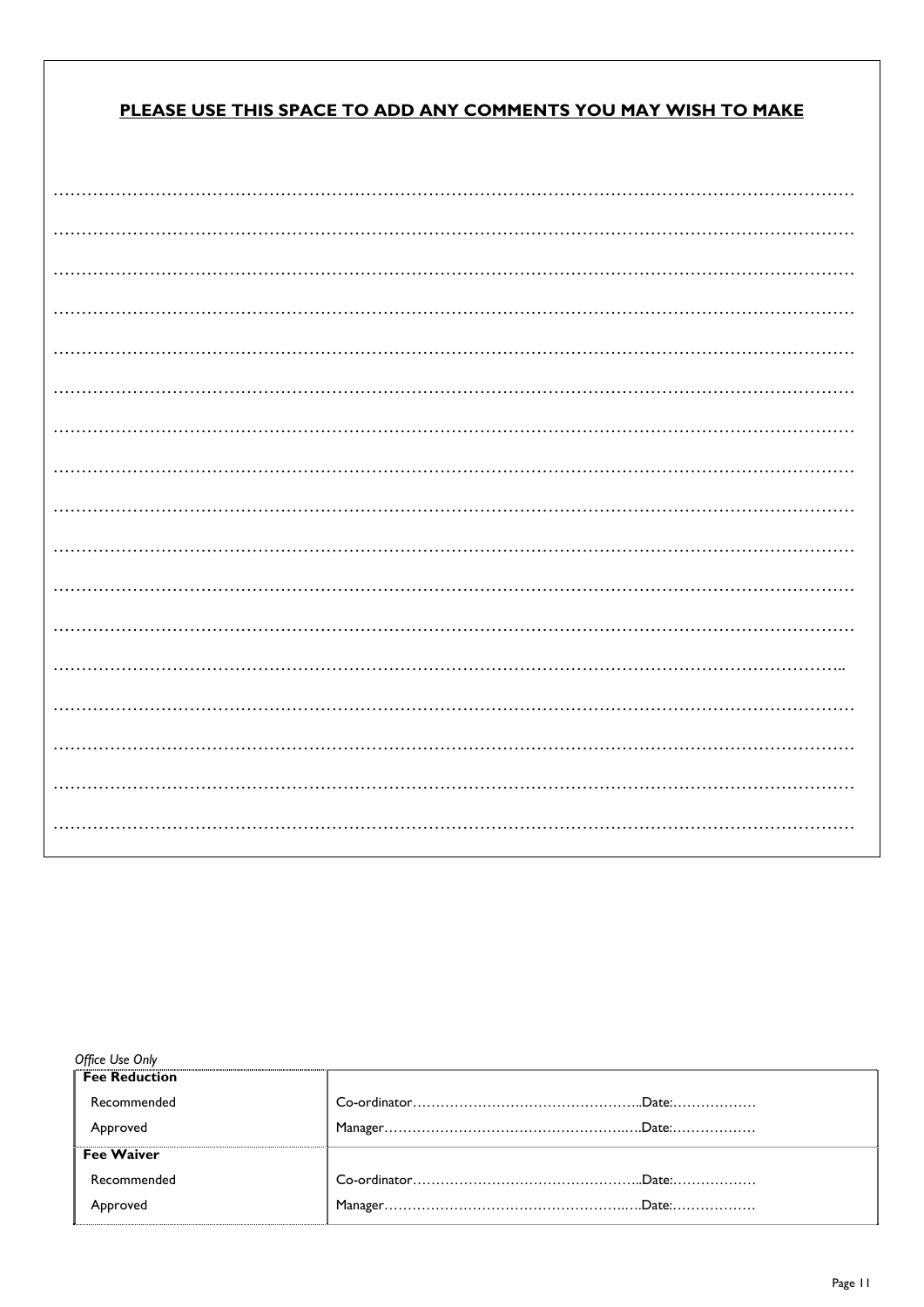**PLEASE USE THIS SPACE TO ADD ANY COMMENTS YOU MAY WISH TO MAKE**

…………………………………………………………………………………………………………………………

…………………………………………………………………………………………………………………………

…………………………………………………………………………………………………………………………

…………………………………………………………………………………………………………………………

…………………………………………………………………………………………………………………………

…………………………………………………………………………………………………………………………

…………………………………………………………………………………………………………………………

…………………………………………………………………………………………………………………………

…………………………………………………………………………………………………………………………

…………………………………………………………………………………………………………………………

…………………………………………………………………………………………………………………………

…………………………………………………………………………………………………………………………

………………………………………………………………………………………………………………………..

…………………………………………………………………………………………………………………………

…………………………………………………………………………………………………………………………

…………………………………………………………………………………………………………………………

…………………………………………………………………………………………………………………………

*Office Use Only*

| | |
|---|---|
| **Fee Reduction** | |
| Recommended | Co-ordinator…………………………………………..Date:……………… |
| Approved | Manager………………………………………….….Date:……………… |
| **Fee Waiver** | |
| Recommended | Co-ordinator…………………………………………..Date:……………… |
| Approved | Manager………………………………………….….Date:……………… |